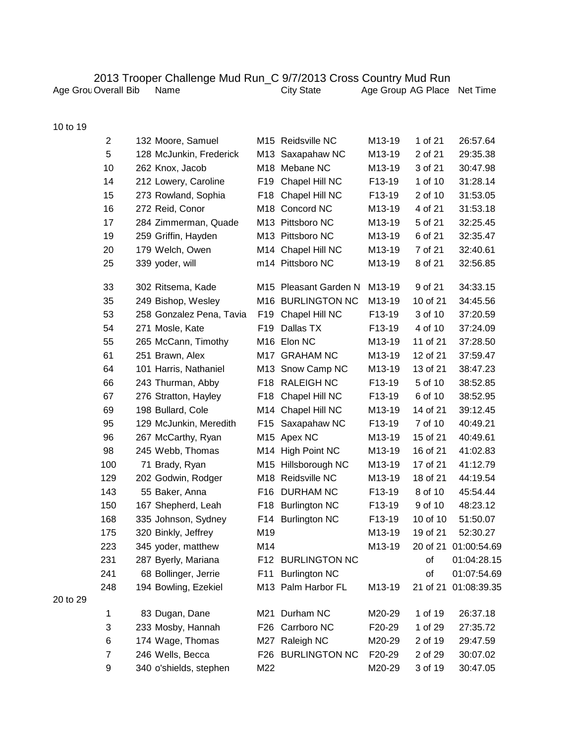# 2013 Trooper Challenge Mud Run_C 9/7/2013 Cross Country Mud Run

| Age Grou | Overall | Bib | Name | | City State | Age Group | AG Place | Net Time |
|---|---|---|---|---|---|---|---|---|
| 10 to 19 | | | | | | | | |
| | 2 | 132 | Moore, Samuel | M15 | Reidsville NC | M13-19 | 1 of 21 | 26:57.64 |
| | 5 | 128 | McJunkin, Frederick | M13 | Saxapahaw NC | M13-19 | 2 of 21 | 29:35.38 |
| | 10 | 262 | Knox, Jacob | M18 | Mebane NC | M13-19 | 3 of 21 | 30:47.98 |
| | 14 | 212 | Lowery, Caroline | F19 | Chapel Hill NC | F13-19 | 1 of 10 | 31:28.14 |
| | 15 | 273 | Rowland, Sophia | F18 | Chapel Hill NC | F13-19 | 2 of 10 | 31:53.05 |
| | 16 | 272 | Reid, Conor | M18 | Concord NC | M13-19 | 4 of 21 | 31:53.18 |
| | 17 | 284 | Zimmerman, Quade | M13 | Pittsboro NC | M13-19 | 5 of 21 | 32:25.45 |
| | 19 | 259 | Griffin, Hayden | M13 | Pittsboro NC | M13-19 | 6 of 21 | 32:35.47 |
| | 20 | 179 | Welch, Owen | M14 | Chapel Hill NC | M13-19 | 7 of 21 | 32:40.61 |
| | 25 | 339 | yoder, will | m14 | Pittsboro NC | M13-19 | 8 of 21 | 32:56.85 |
| | 33 | 302 | Ritsema, Kade | M15 | Pleasant Garden N | M13-19 | 9 of 21 | 34:33.15 |
| | 35 | 249 | Bishop, Wesley | M16 | BURLINGTON NC | M13-19 | 10 of 21 | 34:45.56 |
| | 53 | 258 | Gonzalez Pena, Tavia | F19 | Chapel Hill NC | F13-19 | 3 of 10 | 37:20.59 |
| | 54 | 271 | Mosle, Kate | F19 | Dallas TX | F13-19 | 4 of 10 | 37:24.09 |
| | 55 | 265 | McCann, Timothy | M16 | Elon NC | M13-19 | 11 of 21 | 37:28.50 |
| | 61 | 251 | Brawn, Alex | M17 | GRAHAM NC | M13-19 | 12 of 21 | 37:59.47 |
| | 64 | 101 | Harris, Nathaniel | M13 | Snow Camp NC | M13-19 | 13 of 21 | 38:47.23 |
| | 66 | 243 | Thurman, Abby | F18 | RALEIGH NC | F13-19 | 5 of 10 | 38:52.85 |
| | 67 | 276 | Stratton, Hayley | F18 | Chapel Hill NC | F13-19 | 6 of 10 | 38:52.95 |
| | 69 | 198 | Bullard, Cole | M14 | Chapel Hill NC | M13-19 | 14 of 21 | 39:12.45 |
| | 95 | 129 | McJunkin, Meredith | F15 | Saxapahaw NC | F13-19 | 7 of 10 | 40:49.21 |
| | 96 | 267 | McCarthy, Ryan | M15 | Apex NC | M13-19 | 15 of 21 | 40:49.61 |
| | 98 | 245 | Webb, Thomas | M14 | High Point NC | M13-19 | 16 of 21 | 41:02.83 |
| | 100 | 71 | Brady, Ryan | M15 | Hillsborough NC | M13-19 | 17 of 21 | 41:12.79 |
| | 129 | 202 | Godwin, Rodger | M18 | Reidsville NC | M13-19 | 18 of 21 | 44:19.54 |
| | 143 | 55 | Baker, Anna | F16 | DURHAM NC | F13-19 | 8 of 10 | 45:54.44 |
| | 150 | 167 | Shepherd, Leah | F18 | Burlington NC | F13-19 | 9 of 10 | 48:23.12 |
| | 168 | 335 | Johnson, Sydney | F14 | Burlington NC | F13-19 | 10 of 10 | 51:50.07 |
| | 175 | 320 | Binkly, Jeffrey | M19 | | M13-19 | 19 of 21 | 52:30.27 |
| | 223 | 345 | yoder, matthew | M14 | | M13-19 | 20 of 21 | 01:00:54.69 |
| | 231 | 287 | Byerly, Mariana | F12 | BURLINGTON NC | | of | 01:04:28.15 |
| | 241 | 68 | Bollinger, Jerrie | F11 | Burlington NC | | of | 01:07:54.69 |
| | 248 | 194 | Bowling, Ezekiel | M13 | Palm Harbor FL | M13-19 | 21 of 21 | 01:08:39.35 |
| 20 to 29 | | | | | | | | |
| | 1 | 83 | Dugan, Dane | M21 | Durham NC | M20-29 | 1 of 19 | 26:37.18 |
| | 3 | 233 | Mosby, Hannah | F26 | Carrboro NC | F20-29 | 1 of 29 | 27:35.72 |
| | 6 | 174 | Wage, Thomas | M27 | Raleigh NC | M20-29 | 2 of 19 | 29:47.59 |
| | 7 | 246 | Wells, Becca | F26 | BURLINGTON NC | F20-29 | 2 of 29 | 30:07.02 |
| | 9 | 340 | o'shields, stephen | M22 | | M20-29 | 3 of 19 | 30:47.05 |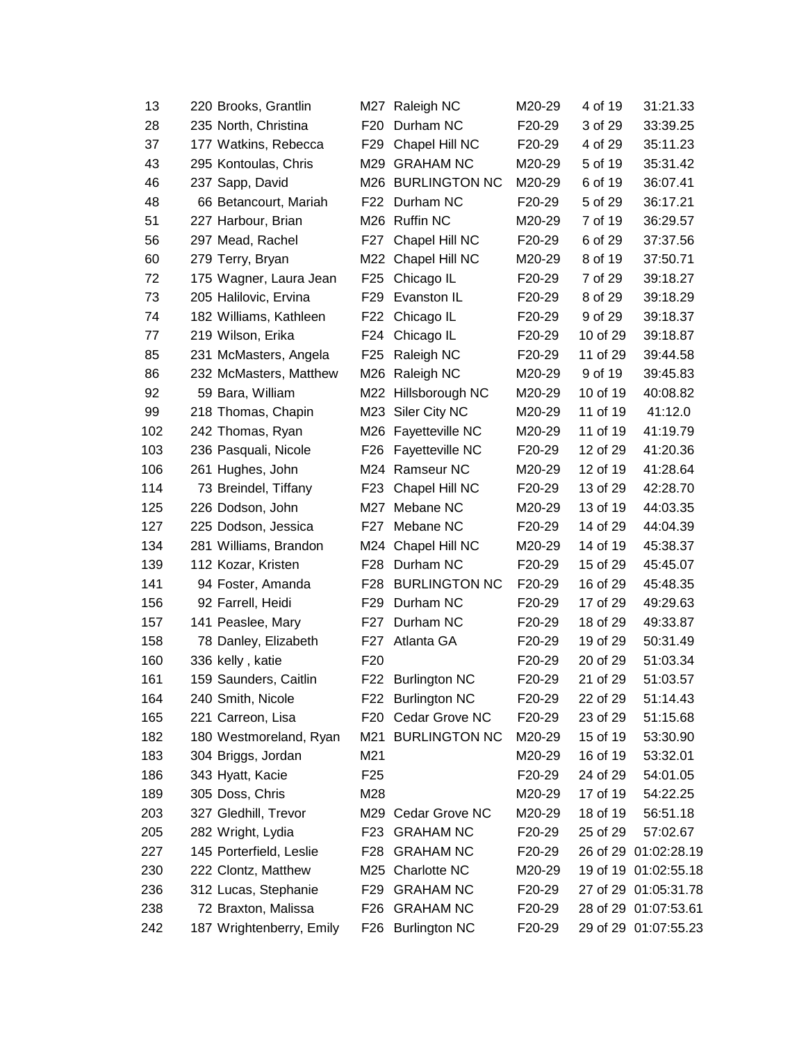| | | | | | | | |
|---|---|---|---|---|---|---|---|
| 13 | 220 | Brooks, Grantlin | M27 | Raleigh NC | M20-29 | 4 of 19 | 31:21.33 |
| 28 | 235 | North, Christina | F20 | Durham NC | F20-29 | 3 of 29 | 33:39.25 |
| 37 | 177 | Watkins, Rebecca | F29 | Chapel Hill NC | F20-29 | 4 of 29 | 35:11.23 |
| 43 | 295 | Kontoulas, Chris | M29 | GRAHAM NC | M20-29 | 5 of 19 | 35:31.42 |
| 46 | 237 | Sapp, David | M26 | BURLINGTON NC | M20-29 | 6 of 19 | 36:07.41 |
| 48 | 66 | Betancourt, Mariah | F22 | Durham NC | F20-29 | 5 of 29 | 36:17.21 |
| 51 | 227 | Harbour, Brian | M26 | Ruffin NC | M20-29 | 7 of 19 | 36:29.57 |
| 56 | 297 | Mead, Rachel | F27 | Chapel Hill NC | F20-29 | 6 of 29 | 37:37.56 |
| 60 | 279 | Terry, Bryan | M22 | Chapel Hill NC | M20-29 | 8 of 19 | 37:50.71 |
| 72 | 175 | Wagner, Laura Jean | F25 | Chicago IL | F20-29 | 7 of 29 | 39:18.27 |
| 73 | 205 | Halilovic, Ervina | F29 | Evanston IL | F20-29 | 8 of 29 | 39:18.29 |
| 74 | 182 | Williams, Kathleen | F22 | Chicago IL | F20-29 | 9 of 29 | 39:18.37 |
| 77 | 219 | Wilson, Erika | F24 | Chicago IL | F20-29 | 10 of 29 | 39:18.87 |
| 85 | 231 | McMasters, Angela | F25 | Raleigh NC | F20-29 | 11 of 29 | 39:44.58 |
| 86 | 232 | McMasters, Matthew | M26 | Raleigh NC | M20-29 | 9 of 19 | 39:45.83 |
| 92 | 59 | Bara, William | M22 | Hillsborough NC | M20-29 | 10 of 19 | 40:08.82 |
| 99 | 218 | Thomas, Chapin | M23 | Siler City NC | M20-29 | 11 of 19 | 41:12.0 |
| 102 | 242 | Thomas, Ryan | M26 | Fayetteville NC | M20-29 | 11 of 19 | 41:19.79 |
| 103 | 236 | Pasquali, Nicole | F26 | Fayetteville NC | F20-29 | 12 of 29 | 41:20.36 |
| 106 | 261 | Hughes, John | M24 | Ramseur NC | M20-29 | 12 of 19 | 41:28.64 |
| 114 | 73 | Breindel, Tiffany | F23 | Chapel Hill NC | F20-29 | 13 of 29 | 42:28.70 |
| 125 | 226 | Dodson, John | M27 | Mebane NC | M20-29 | 13 of 19 | 44:03.35 |
| 127 | 225 | Dodson, Jessica | F27 | Mebane NC | F20-29 | 14 of 29 | 44:04.39 |
| 134 | 281 | Williams, Brandon | M24 | Chapel Hill NC | M20-29 | 14 of 19 | 45:38.37 |
| 139 | 112 | Kozar, Kristen | F28 | Durham NC | F20-29 | 15 of 29 | 45:45.07 |
| 141 | 94 | Foster, Amanda | F28 | BURLINGTON NC | F20-29 | 16 of 29 | 45:48.35 |
| 156 | 92 | Farrell, Heidi | F29 | Durham NC | F20-29 | 17 of 29 | 49:29.63 |
| 157 | 141 | Peaslee, Mary | F27 | Durham NC | F20-29 | 18 of 29 | 49:33.87 |
| 158 | 78 | Danley, Elizabeth | F27 | Atlanta GA | F20-29 | 19 of 29 | 50:31.49 |
| 160 | 336 | kelly , katie | F20 | | F20-29 | 20 of 29 | 51:03.34 |
| 161 | 159 | Saunders, Caitlin | F22 | Burlington NC | F20-29 | 21 of 29 | 51:03.57 |
| 164 | 240 | Smith, Nicole | F22 | Burlington NC | F20-29 | 22 of 29 | 51:14.43 |
| 165 | 221 | Carreon, Lisa | F20 | Cedar Grove NC | F20-29 | 23 of 29 | 51:15.68 |
| 182 | 180 | Westmoreland, Ryan | M21 | BURLINGTON NC | M20-29 | 15 of 19 | 53:30.90 |
| 183 | 304 | Briggs, Jordan | M21 | | M20-29 | 16 of 19 | 53:32.01 |
| 186 | 343 | Hyatt, Kacie | F25 | | F20-29 | 24 of 29 | 54:01.05 |
| 189 | 305 | Doss, Chris | M28 | | M20-29 | 17 of 19 | 54:22.25 |
| 203 | 327 | Gledhill, Trevor | M29 | Cedar Grove NC | M20-29 | 18 of 19 | 56:51.18 |
| 205 | 282 | Wright, Lydia | F23 | GRAHAM NC | F20-29 | 25 of 29 | 57:02.67 |
| 227 | 145 | Porterfield, Leslie | F28 | GRAHAM NC | F20-29 | 26 of 29 | 01:02:28.19 |
| 230 | 222 | Clontz, Matthew | M25 | Charlotte NC | M20-29 | 19 of 19 | 01:02:55.18 |
| 236 | 312 | Lucas, Stephanie | F29 | GRAHAM NC | F20-29 | 27 of 29 | 01:05:31.78 |
| 238 | 72 | Braxton, Malissa | F26 | GRAHAM NC | F20-29 | 28 of 29 | 01:07:53.61 |
| 242 | 187 | Wrightenberry, Emily | F26 | Burlington NC | F20-29 | 29 of 29 | 01:07:55.23 |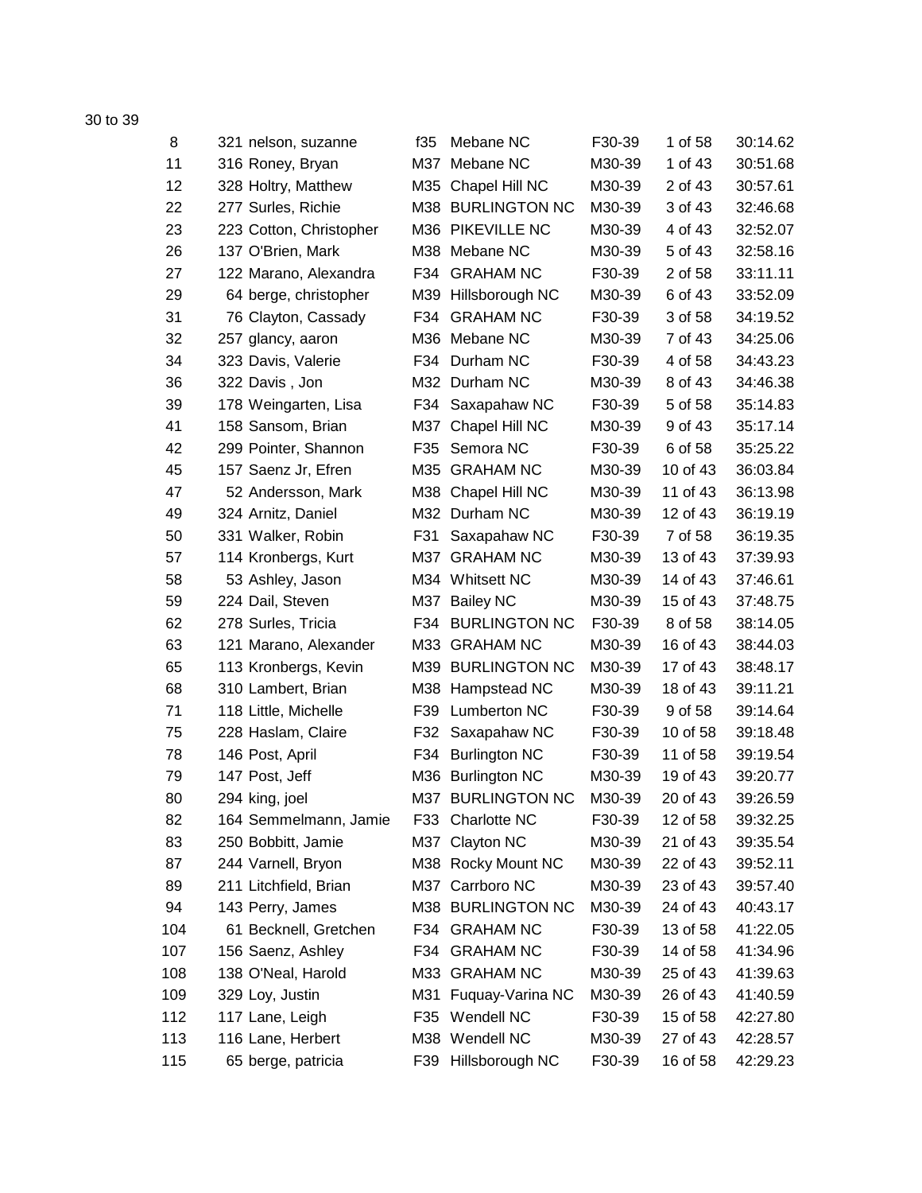30 to 39

| | | | | | | | |
|---|---|---|---|---|---|---|---|
| 8 | 321 | nelson, suzanne | f35 | Mebane NC | F30-39 | 1 of 58 | 30:14.62 |
| 11 | 316 | Roney, Bryan | M37 | Mebane NC | M30-39 | 1 of 43 | 30:51.68 |
| 12 | 328 | Holtry, Matthew | M35 | Chapel Hill NC | M30-39 | 2 of 43 | 30:57.61 |
| 22 | 277 | Surles, Richie | M38 | BURLINGTON NC | M30-39 | 3 of 43 | 32:46.68 |
| 23 | 223 | Cotton, Christopher | M36 | PIKEVILLE NC | M30-39 | 4 of 43 | 32:52.07 |
| 26 | 137 | O'Brien, Mark | M38 | Mebane NC | M30-39 | 5 of 43 | 32:58.16 |
| 27 | 122 | Marano, Alexandra | F34 | GRAHAM NC | F30-39 | 2 of 58 | 33:11.11 |
| 29 | 64 | berge, christopher | M39 | Hillsborough NC | M30-39 | 6 of 43 | 33:52.09 |
| 31 | 76 | Clayton, Cassady | F34 | GRAHAM NC | F30-39 | 3 of 58 | 34:19.52 |
| 32 | 257 | glancy, aaron | M36 | Mebane NC | M30-39 | 7 of 43 | 34:25.06 |
| 34 | 323 | Davis, Valerie | F34 | Durham NC | F30-39 | 4 of 58 | 34:43.23 |
| 36 | 322 | Davis , Jon | M32 | Durham NC | M30-39 | 8 of 43 | 34:46.38 |
| 39 | 178 | Weingarten, Lisa | F34 | Saxapahaw NC | F30-39 | 5 of 58 | 35:14.83 |
| 41 | 158 | Sansom, Brian | M37 | Chapel Hill NC | M30-39 | 9 of 43 | 35:17.14 |
| 42 | 299 | Pointer, Shannon | F35 | Semora NC | F30-39 | 6 of 58 | 35:25.22 |
| 45 | 157 | Saenz Jr, Efren | M35 | GRAHAM NC | M30-39 | 10 of 43 | 36:03.84 |
| 47 | 52 | Andersson, Mark | M38 | Chapel Hill NC | M30-39 | 11 of 43 | 36:13.98 |
| 49 | 324 | Arnitz, Daniel | M32 | Durham NC | M30-39 | 12 of 43 | 36:19.19 |
| 50 | 331 | Walker, Robin | F31 | Saxapahaw NC | F30-39 | 7 of 58 | 36:19.35 |
| 57 | 114 | Kronbergs, Kurt | M37 | GRAHAM NC | M30-39 | 13 of 43 | 37:39.93 |
| 58 | 53 | Ashley, Jason | M34 | Whitsett NC | M30-39 | 14 of 43 | 37:46.61 |
| 59 | 224 | Dail, Steven | M37 | Bailey NC | M30-39 | 15 of 43 | 37:48.75 |
| 62 | 278 | Surles, Tricia | F34 | BURLINGTON NC | F30-39 | 8 of 58 | 38:14.05 |
| 63 | 121 | Marano, Alexander | M33 | GRAHAM NC | M30-39 | 16 of 43 | 38:44.03 |
| 65 | 113 | Kronbergs, Kevin | M39 | BURLINGTON NC | M30-39 | 17 of 43 | 38:48.17 |
| 68 | 310 | Lambert, Brian | M38 | Hampstead NC | M30-39 | 18 of 43 | 39:11.21 |
| 71 | 118 | Little, Michelle | F39 | Lumberton NC | F30-39 | 9 of 58 | 39:14.64 |
| 75 | 228 | Haslam, Claire | F32 | Saxapahaw NC | F30-39 | 10 of 58 | 39:18.48 |
| 78 | 146 | Post, April | F34 | Burlington NC | F30-39 | 11 of 58 | 39:19.54 |
| 79 | 147 | Post, Jeff | M36 | Burlington NC | M30-39 | 19 of 43 | 39:20.77 |
| 80 | 294 | king, joel | M37 | BURLINGTON NC | M30-39 | 20 of 43 | 39:26.59 |
| 82 | 164 | Semmelmann, Jamie | F33 | Charlotte NC | F30-39 | 12 of 58 | 39:32.25 |
| 83 | 250 | Bobbitt, Jamie | M37 | Clayton NC | M30-39 | 21 of 43 | 39:35.54 |
| 87 | 244 | Varnell, Bryon | M38 | Rocky Mount NC | M30-39 | 22 of 43 | 39:52.11 |
| 89 | 211 | Litchfield, Brian | M37 | Carrboro NC | M30-39 | 23 of 43 | 39:57.40 |
| 94 | 143 | Perry, James | M38 | BURLINGTON NC | M30-39 | 24 of 43 | 40:43.17 |
| 104 | 61 | Becknell, Gretchen | F34 | GRAHAM NC | F30-39 | 13 of 58 | 41:22.05 |
| 107 | 156 | Saenz, Ashley | F34 | GRAHAM NC | F30-39 | 14 of 58 | 41:34.96 |
| 108 | 138 | O'Neal, Harold | M33 | GRAHAM NC | M30-39 | 25 of 43 | 41:39.63 |
| 109 | 329 | Loy, Justin | M31 | Fuquay-Varina NC | M30-39 | 26 of 43 | 41:40.59 |
| 112 | 117 | Lane, Leigh | F35 | Wendell NC | F30-39 | 15 of 58 | 42:27.80 |
| 113 | 116 | Lane, Herbert | M38 | Wendell NC | M30-39 | 27 of 43 | 42:28.57 |
| 115 | 65 | berge, patricia | F39 | Hillsborough NC | F30-39 | 16 of 58 | 42:29.23 |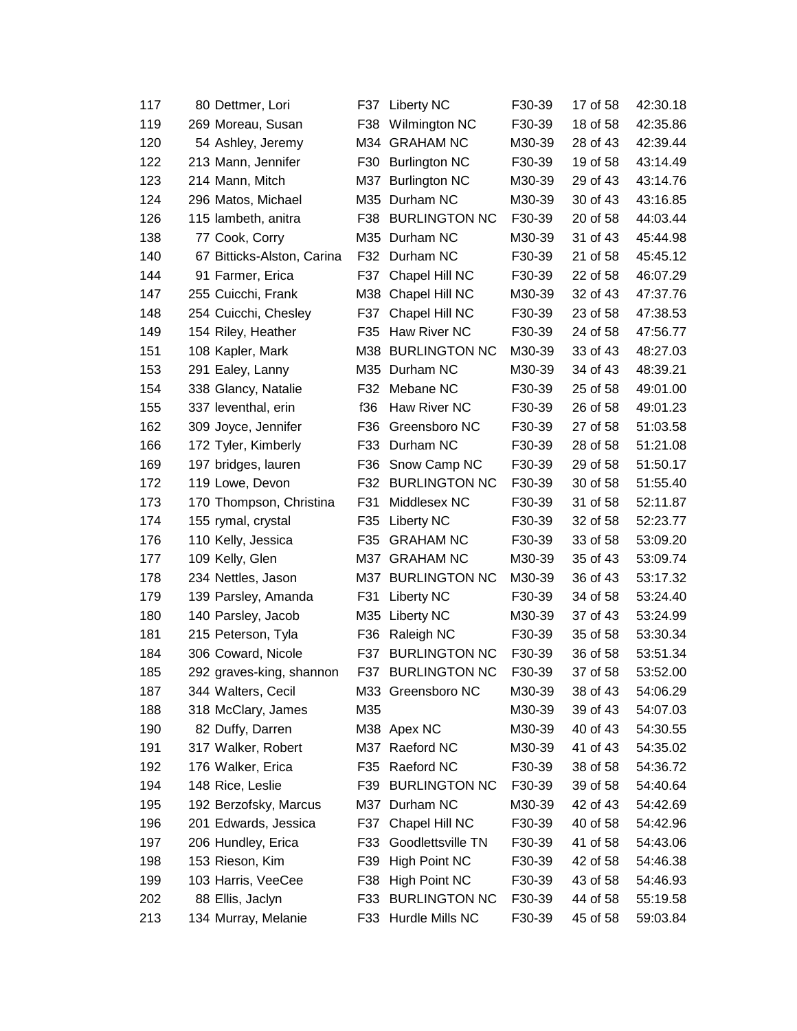| | | | | | | | |
|---|---|---|---|---|---|---|---|
| 117 | 80 | Dettmer, Lori | F37 | Liberty NC | F30-39 | 17 of 58 | 42:30.18 |
| 119 | 269 | Moreau, Susan | F38 | Wilmington NC | F30-39 | 18 of 58 | 42:35.86 |
| 120 | 54 | Ashley, Jeremy | M34 | GRAHAM NC | M30-39 | 28 of 43 | 42:39.44 |
| 122 | 213 | Mann, Jennifer | F30 | Burlington NC | F30-39 | 19 of 58 | 43:14.49 |
| 123 | 214 | Mann, Mitch | M37 | Burlington NC | M30-39 | 29 of 43 | 43:14.76 |
| 124 | 296 | Matos, Michael | M35 | Durham NC | M30-39 | 30 of 43 | 43:16.85 |
| 126 | 115 | lambeth, anitra | F38 | BURLINGTON NC | F30-39 | 20 of 58 | 44:03.44 |
| 138 | 77 | Cook, Corry | M35 | Durham NC | M30-39 | 31 of 43 | 45:44.98 |
| 140 | 67 | Bitticks-Alston, Carina | F32 | Durham NC | F30-39 | 21 of 58 | 45:45.12 |
| 144 | 91 | Farmer, Erica | F37 | Chapel Hill NC | F30-39 | 22 of 58 | 46:07.29 |
| 147 | 255 | Cuicchi, Frank | M38 | Chapel Hill NC | M30-39 | 32 of 43 | 47:37.76 |
| 148 | 254 | Cuicchi, Chesley | F37 | Chapel Hill NC | F30-39 | 23 of 58 | 47:38.53 |
| 149 | 154 | Riley, Heather | F35 | Haw River NC | F30-39 | 24 of 58 | 47:56.77 |
| 151 | 108 | Kapler, Mark | M38 | BURLINGTON NC | M30-39 | 33 of 43 | 48:27.03 |
| 153 | 291 | Ealey, Lanny | M35 | Durham NC | M30-39 | 34 of 43 | 48:39.21 |
| 154 | 338 | Glancy, Natalie | F32 | Mebane NC | F30-39 | 25 of 58 | 49:01.00 |
| 155 | 337 | leventhal, erin | f36 | Haw River NC | F30-39 | 26 of 58 | 49:01.23 |
| 162 | 309 | Joyce, Jennifer | F36 | Greensboro NC | F30-39 | 27 of 58 | 51:03.58 |
| 166 | 172 | Tyler, Kimberly | F33 | Durham NC | F30-39 | 28 of 58 | 51:21.08 |
| 169 | 197 | bridges, lauren | F36 | Snow Camp NC | F30-39 | 29 of 58 | 51:50.17 |
| 172 | 119 | Lowe, Devon | F32 | BURLINGTON NC | F30-39 | 30 of 58 | 51:55.40 |
| 173 | 170 | Thompson, Christina | F31 | Middlesex NC | F30-39 | 31 of 58 | 52:11.87 |
| 174 | 155 | rymal, crystal | F35 | Liberty NC | F30-39 | 32 of 58 | 52:23.77 |
| 176 | 110 | Kelly, Jessica | F35 | GRAHAM NC | F30-39 | 33 of 58 | 53:09.20 |
| 177 | 109 | Kelly, Glen | M37 | GRAHAM NC | M30-39 | 35 of 43 | 53:09.74 |
| 178 | 234 | Nettles, Jason | M37 | BURLINGTON NC | M30-39 | 36 of 43 | 53:17.32 |
| 179 | 139 | Parsley, Amanda | F31 | Liberty NC | F30-39 | 34 of 58 | 53:24.40 |
| 180 | 140 | Parsley, Jacob | M35 | Liberty NC | M30-39 | 37 of 43 | 53:24.99 |
| 181 | 215 | Peterson, Tyla | F36 | Raleigh NC | F30-39 | 35 of 58 | 53:30.34 |
| 184 | 306 | Coward, Nicole | F37 | BURLINGTON NC | F30-39 | 36 of 58 | 53:51.34 |
| 185 | 292 | graves-king, shannon | F37 | BURLINGTON NC | F30-39 | 37 of 58 | 53:52.00 |
| 187 | 344 | Walters, Cecil | M33 | Greensboro NC | M30-39 | 38 of 43 | 54:06.29 |
| 188 | 318 | McClary, James | M35 | | M30-39 | 39 of 43 | 54:07.03 |
| 190 | 82 | Duffy, Darren | M38 | Apex NC | M30-39 | 40 of 43 | 54:30.55 |
| 191 | 317 | Walker, Robert | M37 | Raeford NC | M30-39 | 41 of 43 | 54:35.02 |
| 192 | 176 | Walker, Erica | F35 | Raeford NC | F30-39 | 38 of 58 | 54:36.72 |
| 194 | 148 | Rice, Leslie | F39 | BURLINGTON NC | F30-39 | 39 of 58 | 54:40.64 |
| 195 | 192 | Berzofsky, Marcus | M37 | Durham NC | M30-39 | 42 of 43 | 54:42.69 |
| 196 | 201 | Edwards, Jessica | F37 | Chapel Hill NC | F30-39 | 40 of 58 | 54:42.96 |
| 197 | 206 | Hundley, Erica | F33 | Goodlettsville TN | F30-39 | 41 of 58 | 54:43.06 |
| 198 | 153 | Rieson, Kim | F39 | High Point NC | F30-39 | 42 of 58 | 54:46.38 |
| 199 | 103 | Harris, VeeCee | F38 | High Point NC | F30-39 | 43 of 58 | 54:46.93 |
| 202 | 88 | Ellis, Jaclyn | F33 | BURLINGTON NC | F30-39 | 44 of 58 | 55:19.58 |
| 213 | 134 | Murray, Melanie | F33 | Hurdle Mills NC | F30-39 | 45 of 58 | 59:03.84 |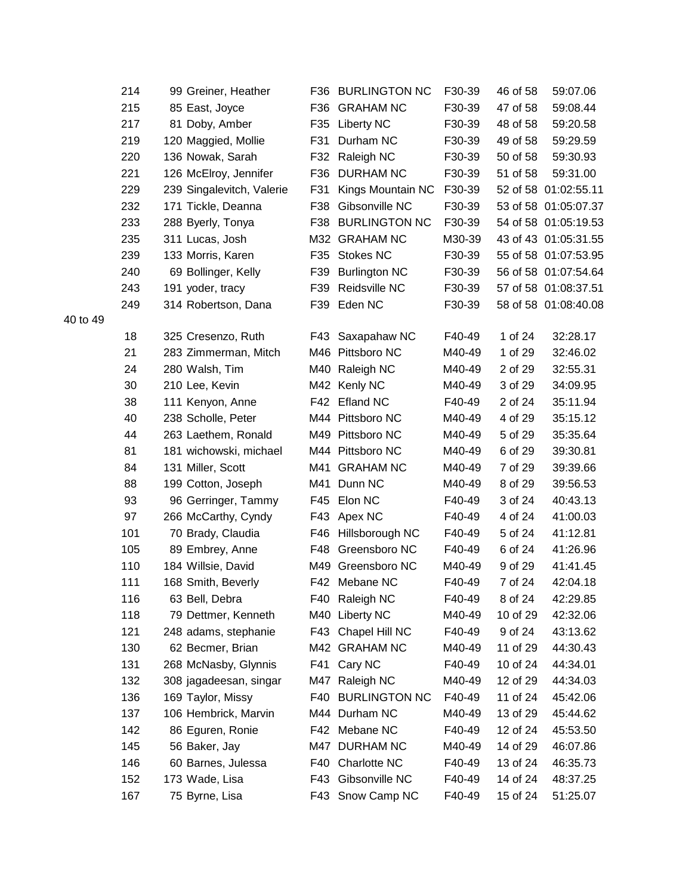| Place | Bib | Name | Sex/Age | City | Division | Div Place | Time |
|---|---|---|---|---|---|---|---|
| 214 | 99 | Greiner, Heather | F36 | BURLINGTON NC | F30-39 | 46 of 58 | 59:07.06 |
| 215 | 85 | East, Joyce | F36 | GRAHAM NC | F30-39 | 47 of 58 | 59:08.44 |
| 217 | 81 | Doby, Amber | F35 | Liberty NC | F30-39 | 48 of 58 | 59:20.58 |
| 219 | 120 | Maggied, Mollie | F31 | Durham NC | F30-39 | 49 of 58 | 59:29.59 |
| 220 | 136 | Nowak, Sarah | F32 | Raleigh NC | F30-39 | 50 of 58 | 59:30.93 |
| 221 | 126 | McElroy, Jennifer | F36 | DURHAM NC | F30-39 | 51 of 58 | 59:31.00 |
| 229 | 239 | Singalevitch, Valerie | F31 | Kings Mountain NC | F30-39 | 52 of 58 | 01:02:55.11 |
| 232 | 171 | Tickle, Deanna | F38 | Gibsonville NC | F30-39 | 53 of 58 | 01:05:07.37 |
| 233 | 288 | Byerly, Tonya | F38 | BURLINGTON NC | F30-39 | 54 of 58 | 01:05:19.53 |
| 235 | 311 | Lucas, Josh | M32 | GRAHAM NC | M30-39 | 43 of 43 | 01:05:31.55 |
| 239 | 133 | Morris, Karen | F35 | Stokes NC | F30-39 | 55 of 58 | 01:07:53.95 |
| 240 | 69 | Bollinger, Kelly | F39 | Burlington NC | F30-39 | 56 of 58 | 01:07:54.64 |
| 243 | 191 | yoder, tracy | F39 | Reidsville NC | F30-39 | 57 of 58 | 01:08:37.51 |
| 249 | 314 | Robertson, Dana | F39 | Eden NC | F30-39 | 58 of 58 | 01:08:40.08 |

40 to 49

| Place | Bib | Name | Sex/Age | City | Division | Div Place | Time |
|---|---|---|---|---|---|---|---|
| 18 | 325 | Cresenzo, Ruth | F43 | Saxapahaw NC | F40-49 | 1 of 24 | 32:28.17 |
| 21 | 283 | Zimmerman, Mitch | M46 | Pittsboro NC | M40-49 | 1 of 29 | 32:46.02 |
| 24 | 280 | Walsh, Tim | M40 | Raleigh NC | M40-49 | 2 of 29 | 32:55.31 |
| 30 | 210 | Lee, Kevin | M42 | Kenly NC | M40-49 | 3 of 29 | 34:09.95 |
| 38 | 111 | Kenyon, Anne | F42 | Efland NC | F40-49 | 2 of 24 | 35:11.94 |
| 40 | 238 | Scholle, Peter | M44 | Pittsboro NC | M40-49 | 4 of 29 | 35:15.12 |
| 44 | 263 | Laethem, Ronald | M49 | Pittsboro NC | M40-49 | 5 of 29 | 35:35.64 |
| 81 | 181 | wichowski, michael | M44 | Pittsboro NC | M40-49 | 6 of 29 | 39:30.81 |
| 84 | 131 | Miller, Scott | M41 | GRAHAM NC | M40-49 | 7 of 29 | 39:39.66 |
| 88 | 199 | Cotton, Joseph | M41 | Dunn NC | M40-49 | 8 of 29 | 39:56.53 |
| 93 | 96 | Gerringer, Tammy | F45 | Elon NC | F40-49 | 3 of 24 | 40:43.13 |
| 97 | 266 | McCarthy, Cyndy | F43 | Apex NC | F40-49 | 4 of 24 | 41:00.03 |
| 101 | 70 | Brady, Claudia | F46 | Hillsborough NC | F40-49 | 5 of 24 | 41:12.81 |
| 105 | 89 | Embrey, Anne | F48 | Greensboro NC | F40-49 | 6 of 24 | 41:26.96 |
| 110 | 184 | Willsie, David | M49 | Greensboro NC | M40-49 | 9 of 29 | 41:41.45 |
| 111 | 168 | Smith, Beverly | F42 | Mebane NC | F40-49 | 7 of 24 | 42:04.18 |
| 116 | 63 | Bell, Debra | F40 | Raleigh NC | F40-49 | 8 of 24 | 42:29.85 |
| 118 | 79 | Dettmer, Kenneth | M40 | Liberty NC | M40-49 | 10 of 29 | 42:32.06 |
| 121 | 248 | adams, stephanie | F43 | Chapel Hill NC | F40-49 | 9 of 24 | 43:13.62 |
| 130 | 62 | Becmer, Brian | M42 | GRAHAM NC | M40-49 | 11 of 29 | 44:30.43 |
| 131 | 268 | McNasby, Glynnis | F41 | Cary NC | F40-49 | 10 of 24 | 44:34.01 |
| 132 | 308 | jagadeesan, singar | M47 | Raleigh NC | M40-49 | 12 of 29 | 44:34.03 |
| 136 | 169 | Taylor, Missy | F40 | BURLINGTON NC | F40-49 | 11 of 24 | 45:42.06 |
| 137 | 106 | Hembrick, Marvin | M44 | Durham NC | M40-49 | 13 of 29 | 45:44.62 |
| 142 | 86 | Eguren, Ronie | F42 | Mebane NC | F40-49 | 12 of 24 | 45:53.50 |
| 145 | 56 | Baker, Jay | M47 | DURHAM NC | M40-49 | 14 of 29 | 46:07.86 |
| 146 | 60 | Barnes, Julessa | F40 | Charlotte NC | F40-49 | 13 of 24 | 46:35.73 |
| 152 | 173 | Wade, Lisa | F43 | Gibsonville NC | F40-49 | 14 of 24 | 48:37.25 |
| 167 | 75 | Byrne, Lisa | F43 | Snow Camp NC | F40-49 | 15 of 24 | 51:25.07 |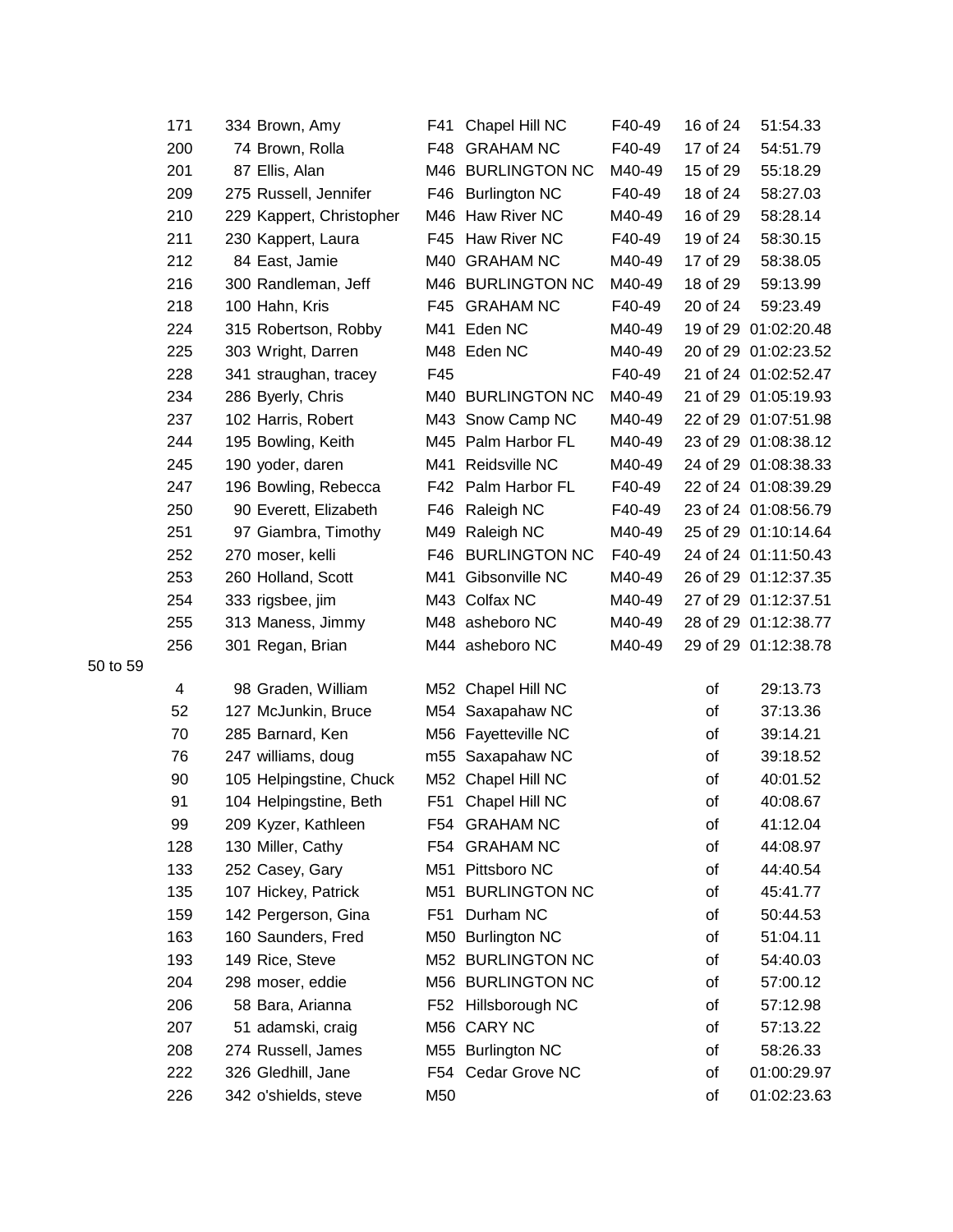| Place | Bib | Name | Age | City | Division | Div Place | Time |
|---|---|---|---|---|---|---|---|
| 171 | 334 | Brown, Amy | F41 | Chapel Hill NC | F40-49 | 16 of 24 | 51:54.33 |
| 200 | 74 | Brown, Rolla | F48 | GRAHAM NC | F40-49 | 17 of 24 | 54:51.79 |
| 201 | 87 | Ellis, Alan | M46 | BURLINGTON NC | M40-49 | 15 of 29 | 55:18.29 |
| 209 | 275 | Russell, Jennifer | F46 | Burlington NC | F40-49 | 18 of 24 | 58:27.03 |
| 210 | 229 | Kappert, Christopher | M46 | Haw River NC | M40-49 | 16 of 29 | 58:28.14 |
| 211 | 230 | Kappert, Laura | F45 | Haw River NC | F40-49 | 19 of 24 | 58:30.15 |
| 212 | 84 | East, Jamie | M40 | GRAHAM NC | M40-49 | 17 of 29 | 58:38.05 |
| 216 | 300 | Randleman, Jeff | M46 | BURLINGTON NC | M40-49 | 18 of 29 | 59:13.99 |
| 218 | 100 | Hahn, Kris | F45 | GRAHAM NC | F40-49 | 20 of 24 | 59:23.49 |
| 224 | 315 | Robertson, Robby | M41 | Eden NC | M40-49 | 19 of 29 | 01:02:20.48 |
| 225 | 303 | Wright, Darren | M48 | Eden NC | M40-49 | 20 of 29 | 01:02:23.52 |
| 228 | 341 | straughan, tracey | F45 | | F40-49 | 21 of 24 | 01:02:52.47 |
| 234 | 286 | Byerly, Chris | M40 | BURLINGTON NC | M40-49 | 21 of 29 | 01:05:19.93 |
| 237 | 102 | Harris, Robert | M43 | Snow Camp NC | M40-49 | 22 of 29 | 01:07:51.98 |
| 244 | 195 | Bowling, Keith | M45 | Palm Harbor FL | M40-49 | 23 of 29 | 01:08:38.12 |
| 245 | 190 | yoder, daren | M41 | Reidsville NC | M40-49 | 24 of 29 | 01:08:38.33 |
| 247 | 196 | Bowling, Rebecca | F42 | Palm Harbor FL | F40-49 | 22 of 24 | 01:08:39.29 |
| 250 | 90 | Everett, Elizabeth | F46 | Raleigh NC | F40-49 | 23 of 24 | 01:08:56.79 |
| 251 | 97 | Giambra, Timothy | M49 | Raleigh NC | M40-49 | 25 of 29 | 01:10:14.64 |
| 252 | 270 | moser, kelli | F46 | BURLINGTON NC | F40-49 | 24 of 24 | 01:11:50.43 |
| 253 | 260 | Holland, Scott | M41 | Gibsonville NC | M40-49 | 26 of 29 | 01:12:37.35 |
| 254 | 333 | rigsbee, jim | M43 | Colfax NC | M40-49 | 27 of 29 | 01:12:37.51 |
| 255 | 313 | Maness, Jimmy | M48 | asheboro NC | M40-49 | 28 of 29 | 01:12:38.77 |
| 256 | 301 | Regan, Brian | M44 | asheboro NC | M40-49 | 29 of 29 | 01:12:38.78 |

50 to 59

| Place | Bib | Name | Age | City | Division | Div Place | Time |
|---|---|---|---|---|---|---|---|
| 4 | 98 | Graden, William | M52 | Chapel Hill NC | | of | 29:13.73 |
| 52 | 127 | McJunkin, Bruce | M54 | Saxapahaw NC | | of | 37:13.36 |
| 70 | 285 | Barnard, Ken | M56 | Fayetteville NC | | of | 39:14.21 |
| 76 | 247 | williams, doug | m55 | Saxapahaw NC | | of | 39:18.52 |
| 90 | 105 | Helpingstine, Chuck | M52 | Chapel Hill NC | | of | 40:01.52 |
| 91 | 104 | Helpingstine, Beth | F51 | Chapel Hill NC | | of | 40:08.67 |
| 99 | 209 | Kyzer, Kathleen | F54 | GRAHAM NC | | of | 41:12.04 |
| 128 | 130 | Miller, Cathy | F54 | GRAHAM NC | | of | 44:08.97 |
| 133 | 252 | Casey, Gary | M51 | Pittsboro NC | | of | 44:40.54 |
| 135 | 107 | Hickey, Patrick | M51 | BURLINGTON NC | | of | 45:41.77 |
| 159 | 142 | Pergerson, Gina | F51 | Durham NC | | of | 50:44.53 |
| 163 | 160 | Saunders, Fred | M50 | Burlington NC | | of | 51:04.11 |
| 193 | 149 | Rice, Steve | M52 | BURLINGTON NC | | of | 54:40.03 |
| 204 | 298 | moser, eddie | M56 | BURLINGTON NC | | of | 57:00.12 |
| 206 | 58 | Bara, Arianna | F52 | Hillsborough NC | | of | 57:12.98 |
| 207 | 51 | adamski, craig | M56 | CARY NC | | of | 57:13.22 |
| 208 | 274 | Russell, James | M55 | Burlington NC | | of | 58:26.33 |
| 222 | 326 | Gledhill, Jane | F54 | Cedar Grove NC | | of | 01:00:29.97 |
| 226 | 342 | o'shields, steve | M50 | | | of | 01:02:23.63 |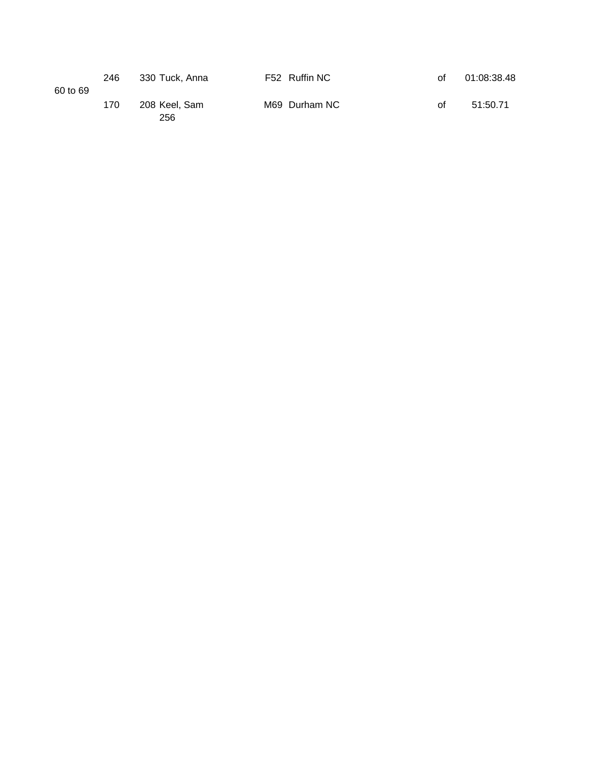| | | | | | | | |
|---|---|---|---|---|---|---|---|
| | 246 | 330 | Tuck, Anna | F52 | Ruffin NC | of | 01:08:38.48 |
| 60 to 69 | | | | | | | |
| | 170 | 208 | Keel, Sam | M69 | Durham NC | of | 51:50.71 |
| | | | 256 | | | | |